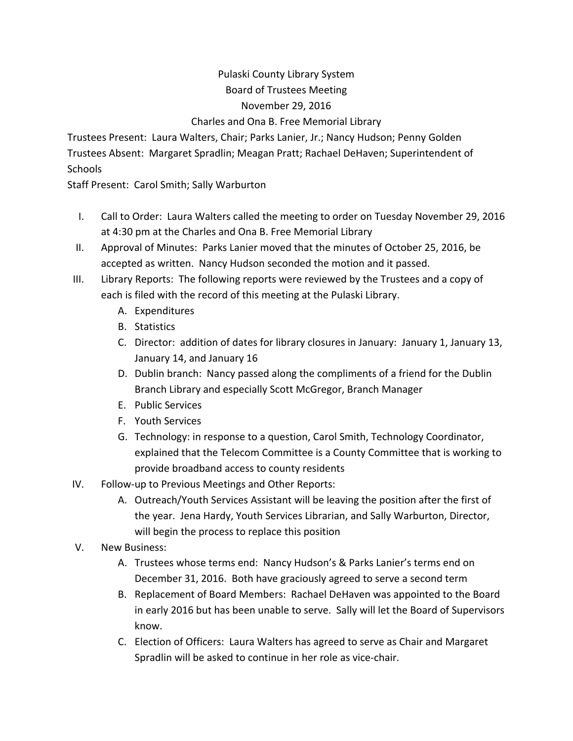# Pulaski County Library System

## Board of Trustees Meeting

### November 29, 2016

### Charles and Ona B. Free Memorial Library

Trustees Present: Laura Walters, Chair; Parks Lanier, Jr.; Nancy Hudson; Penny Golden

Trustees Absent: Margaret Spradlin; Meagan Pratt; Rachael DeHaven; Superintendent of Schools

Staff Present: Carol Smith; Sally Warburton

I. Call to Order: Laura Walters called the meeting to order on Tuesday November 29, 2016 at 4:30 pm at the Charles and Ona B. Free Memorial Library

II. Approval of Minutes: Parks Lanier moved that the minutes of October 25, 2016, be accepted as written. Nancy Hudson seconded the motion and it passed.

III. Library Reports: The following reports were reviewed by the Trustees and a copy of each is filed with the record of this meeting at the Pulaski Library.
   - A. Expenditures
   - B. Statistics
   - C. Director: addition of dates for library closures in January: January 1, January 13, January 14, and January 16
   - D. Dublin branch: Nancy passed along the compliments of a friend for the Dublin Branch Library and especially Scott McGregor, Branch Manager
   - E. Public Services
   - F. Youth Services
   - G. Technology: in response to a question, Carol Smith, Technology Coordinator, explained that the Telecom Committee is a County Committee that is working to provide broadband access to county residents

IV. Follow-up to Previous Meetings and Other Reports:
   - A. Outreach/Youth Services Assistant will be leaving the position after the first of the year. Jena Hardy, Youth Services Librarian, and Sally Warburton, Director, will begin the process to replace this position

V. New Business:
   - A. Trustees whose terms end: Nancy Hudson's & Parks Lanier's terms end on December 31, 2016. Both have graciously agreed to serve a second term
   - B. Replacement of Board Members: Rachael DeHaven was appointed to the Board in early 2016 but has been unable to serve. Sally will let the Board of Supervisors know.
   - C. Election of Officers: Laura Walters has agreed to serve as Chair and Margaret Spradlin will be asked to continue in her role as vice-chair.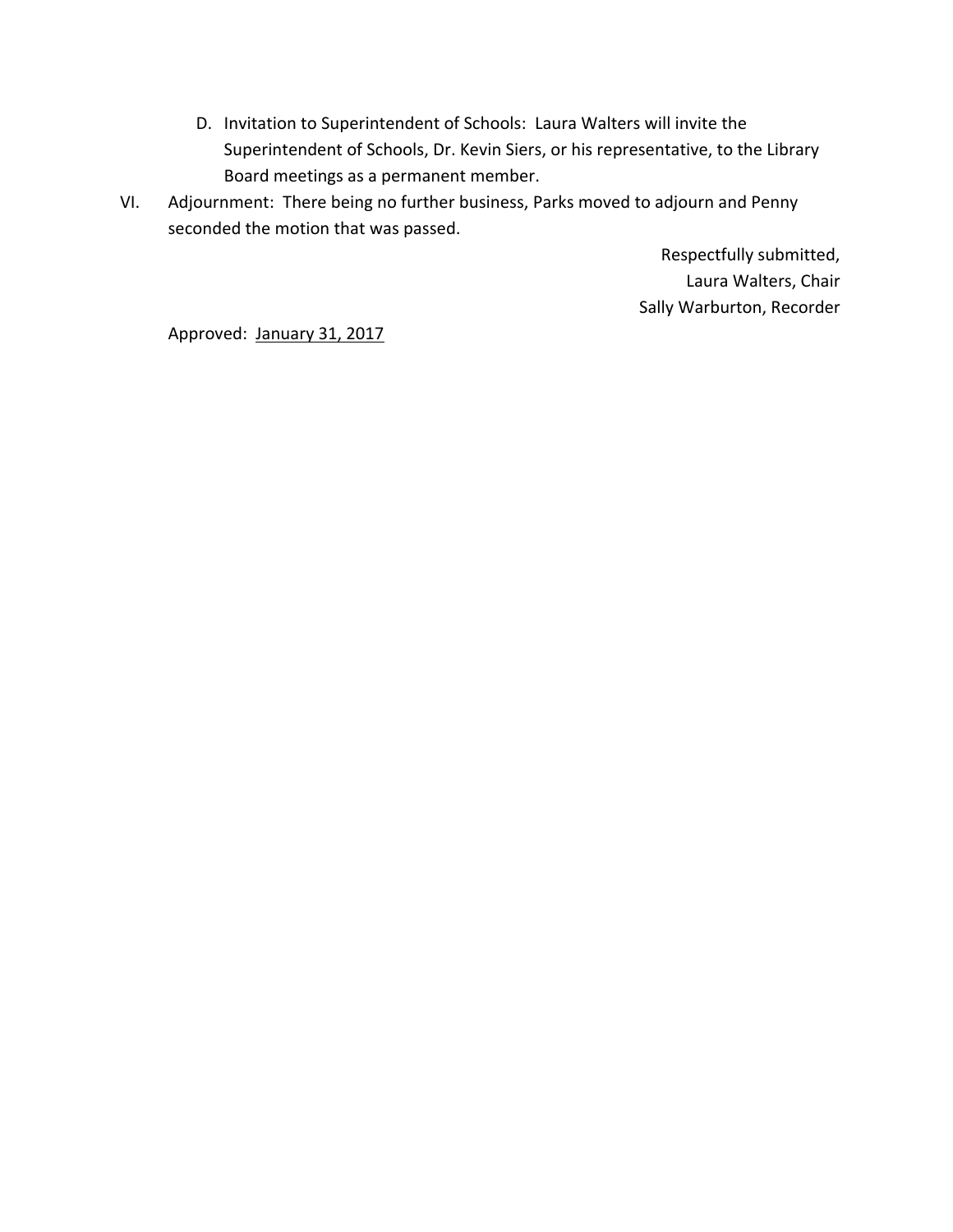D. Invitation to Superintendent of Schools: Laura Walters will invite the Superintendent of Schools, Dr. Kevin Siers, or his representative, to the Library Board meetings as a permanent member.

VI. Adjournment: There being no further business, Parks moved to adjourn and Penny seconded the motion that was passed.

Respectfully submitted,
Laura Walters, Chair
Sally Warburton, Recorder

Approved: <u>January 31, 2017</u>